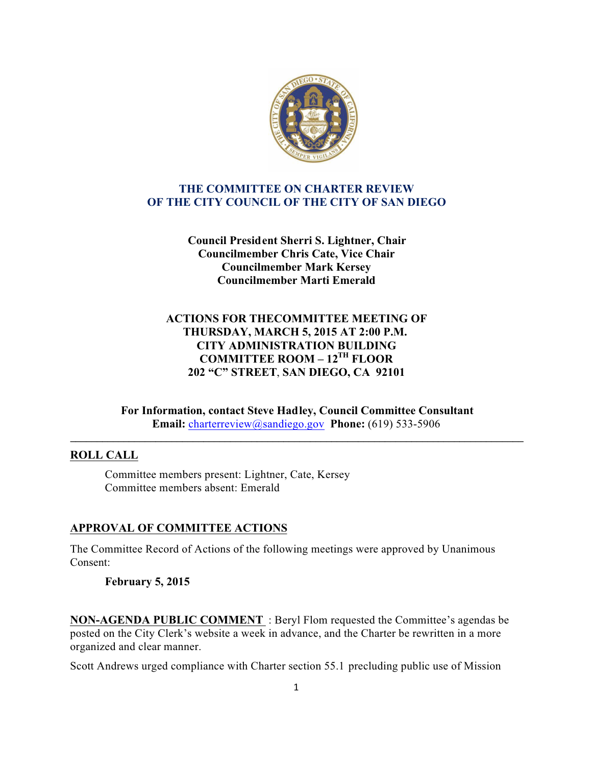# THE COMMITTEE ON CHARTER REVIEW OF THE CITY COUNCIL OF THE CITY OF SAN DIEGO

**Council President Sherri S. Lightner, Chair**
**Councilmember Chris Cate, Vice Chair**
**Councilmember Mark Kersey**
**Councilmember Marti Emerald**

**ACTIONS FOR THECOMMITTEE MEETING OF**
**THURSDAY, MARCH 5, 2015 AT 2:00 P.M.**
**CITY ADMINISTRATION BUILDING**
**COMMITTEE ROOM – 12TH FLOOR**
**202 "C" STREET, SAN DIEGO, CA 92101**

**For Information, contact Steve Hadley, Council Committee Consultant**
**Email:** charterreview@sandiego.gov **Phone:** (619) 533-5906

---

## ROLL CALL

Committee members present: Lightner, Cate, Kersey
Committee members absent: Emerald

## APPROVAL OF COMMITTEE ACTIONS

The Committee Record of Actions of the following meetings were approved by Unanimous Consent:

**February 5, 2015**

**NON-AGENDA PUBLIC COMMENT** : Beryl Flom requested the Committee's agendas be posted on the City Clerk's website a week in advance, and the Charter be rewritten in a more organized and clear manner.

Scott Andrews urged compliance with Charter section 55.1 precluding public use of Mission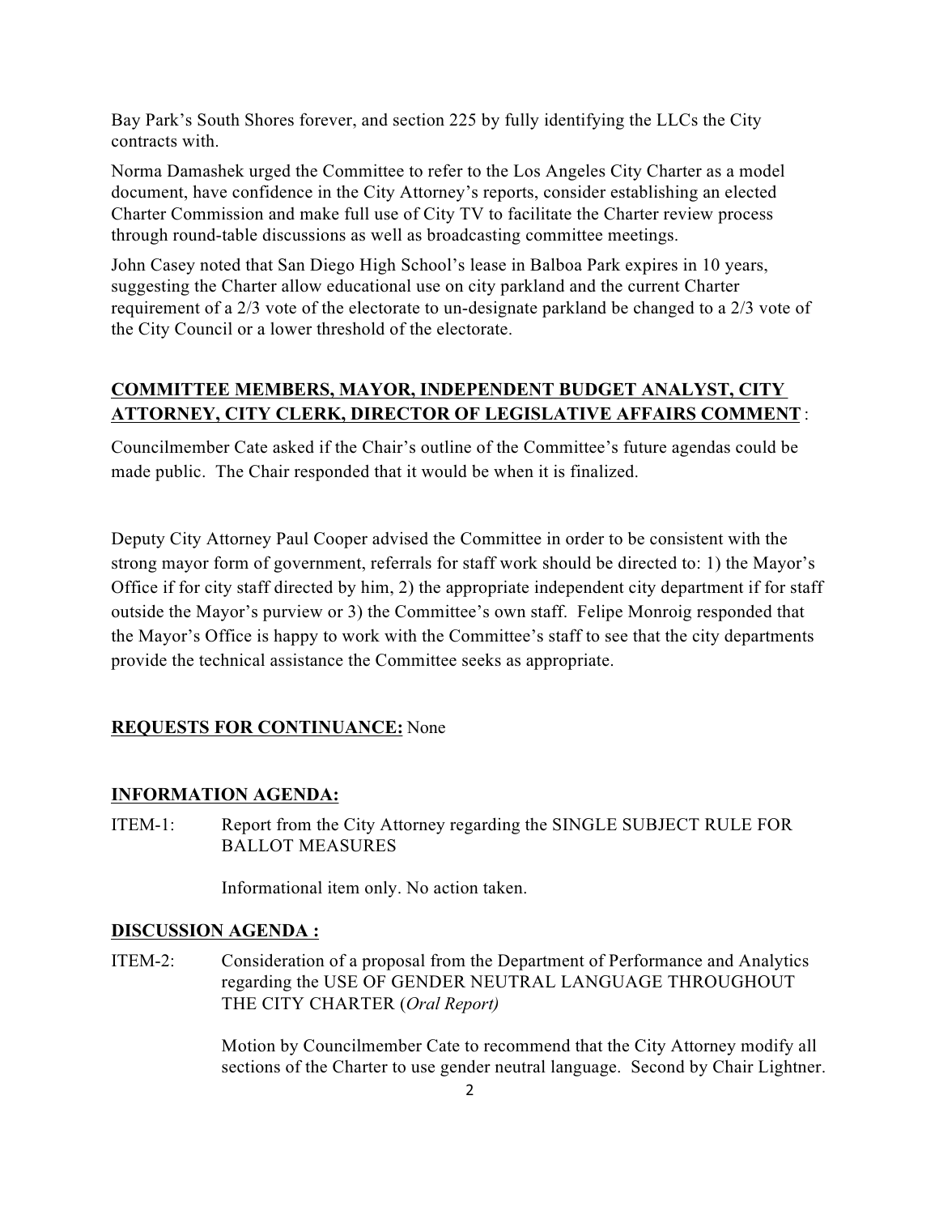Bay Park's South Shores forever, and section 225 by fully identifying the LLCs the City contracts with.

Norma Damashek urged the Committee to refer to the Los Angeles City Charter as a model document, have confidence in the City Attorney's reports, consider establishing an elected Charter Commission and make full use of City TV to facilitate the Charter review process through round-table discussions as well as broadcasting committee meetings.

John Casey noted that San Diego High School's lease in Balboa Park expires in 10 years, suggesting the Charter allow educational use on city parkland and the current Charter requirement of a 2/3 vote of the electorate to un-designate parkland be changed to a 2/3 vote of the City Council or a lower threshold of the electorate.

**COMMITTEE MEMBERS, MAYOR, INDEPENDENT BUDGET ANALYST, CITY ATTORNEY, CITY CLERK, DIRECTOR OF LEGISLATIVE AFFAIRS COMMENT** :

Councilmember Cate asked if the Chair's outline of the Committee's future agendas could be made public. The Chair responded that it would be when it is finalized.

Deputy City Attorney Paul Cooper advised the Committee in order to be consistent with the strong mayor form of government, referrals for staff work should be directed to: 1) the Mayor's Office if for city staff directed by him, 2) the appropriate independent city department if for staff outside the Mayor's purview or 3) the Committee's own staff. Felipe Monroig responded that the Mayor's Office is happy to work with the Committee's staff to see that the city departments provide the technical assistance the Committee seeks as appropriate.

**REQUESTS FOR CONTINUANCE:** None

**INFORMATION AGENDA:**

ITEM-1: Report from the City Attorney regarding the SINGLE SUBJECT RULE FOR BALLOT MEASURES

Informational item only. No action taken.

**DISCUSSION AGENDA :**

ITEM-2: Consideration of a proposal from the Department of Performance and Analytics regarding the USE OF GENDER NEUTRAL LANGUAGE THROUGHOUT THE CITY CHARTER (*Oral Report)*

Motion by Councilmember Cate to recommend that the City Attorney modify all sections of the Charter to use gender neutral language. Second by Chair Lightner.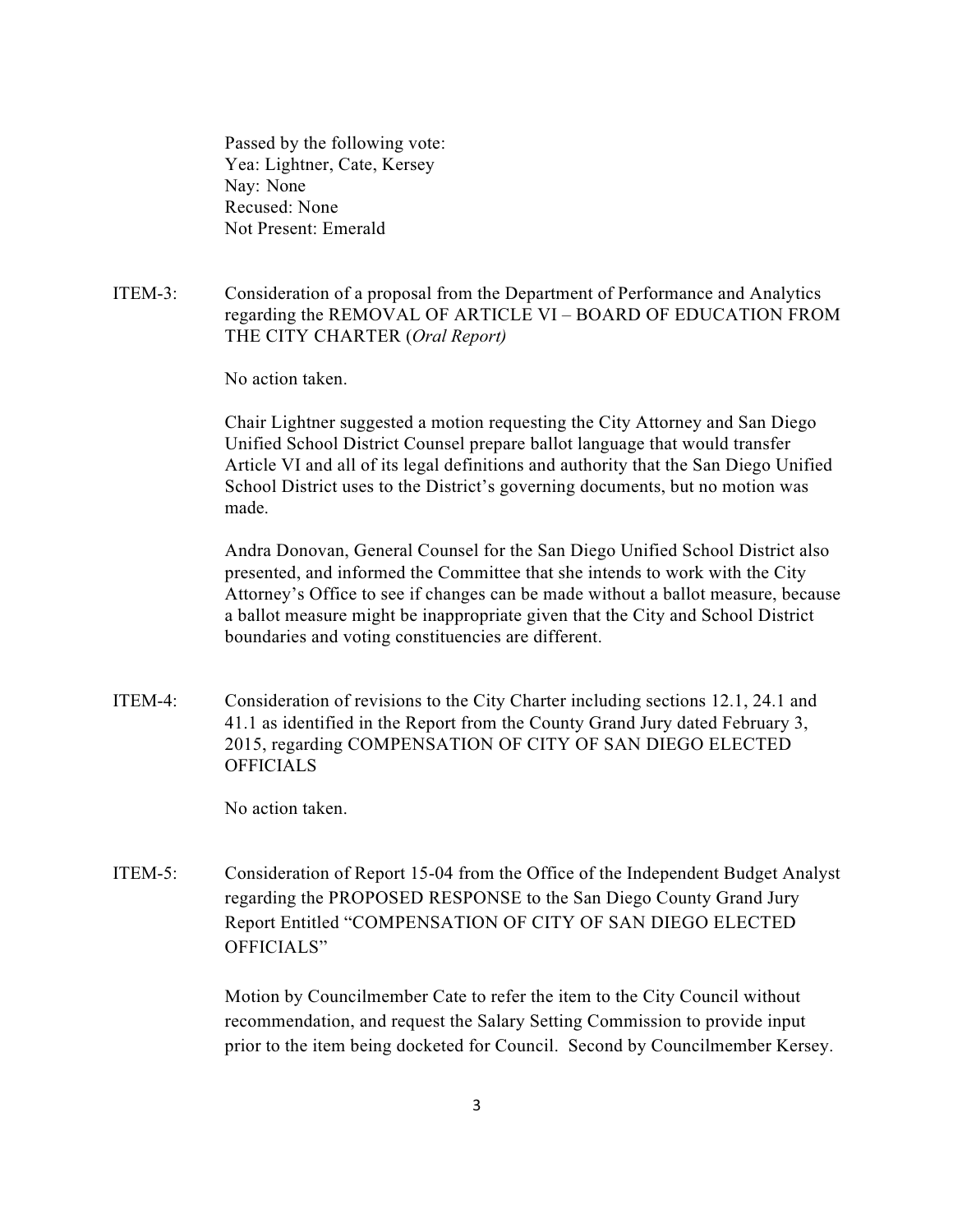Passed by the following vote:
Yea: Lightner, Cate, Kersey
Nay: None
Recused: None
Not Present: Emerald

ITEM-3: Consideration of a proposal from the Department of Performance and Analytics regarding the REMOVAL OF ARTICLE VI – BOARD OF EDUCATION FROM THE CITY CHARTER (*Oral Report)*

No action taken.

Chair Lightner suggested a motion requesting the City Attorney and San Diego Unified School District Counsel prepare ballot language that would transfer Article VI and all of its legal definitions and authority that the San Diego Unified School District uses to the District's governing documents, but no motion was made.

Andra Donovan, General Counsel for the San Diego Unified School District also presented, and informed the Committee that she intends to work with the City Attorney's Office to see if changes can be made without a ballot measure, because a ballot measure might be inappropriate given that the City and School District boundaries and voting constituencies are different.

ITEM-4: Consideration of revisions to the City Charter including sections 12.1, 24.1 and 41.1 as identified in the Report from the County Grand Jury dated February 3, 2015, regarding COMPENSATION OF CITY OF SAN DIEGO ELECTED OFFICIALS

No action taken.

ITEM-5: Consideration of Report 15-04 from the Office of the Independent Budget Analyst regarding the PROPOSED RESPONSE to the San Diego County Grand Jury Report Entitled "COMPENSATION OF CITY OF SAN DIEGO ELECTED OFFICIALS"

Motion by Councilmember Cate to refer the item to the City Council without recommendation, and request the Salary Setting Commission to provide input prior to the item being docketed for Council. Second by Councilmember Kersey.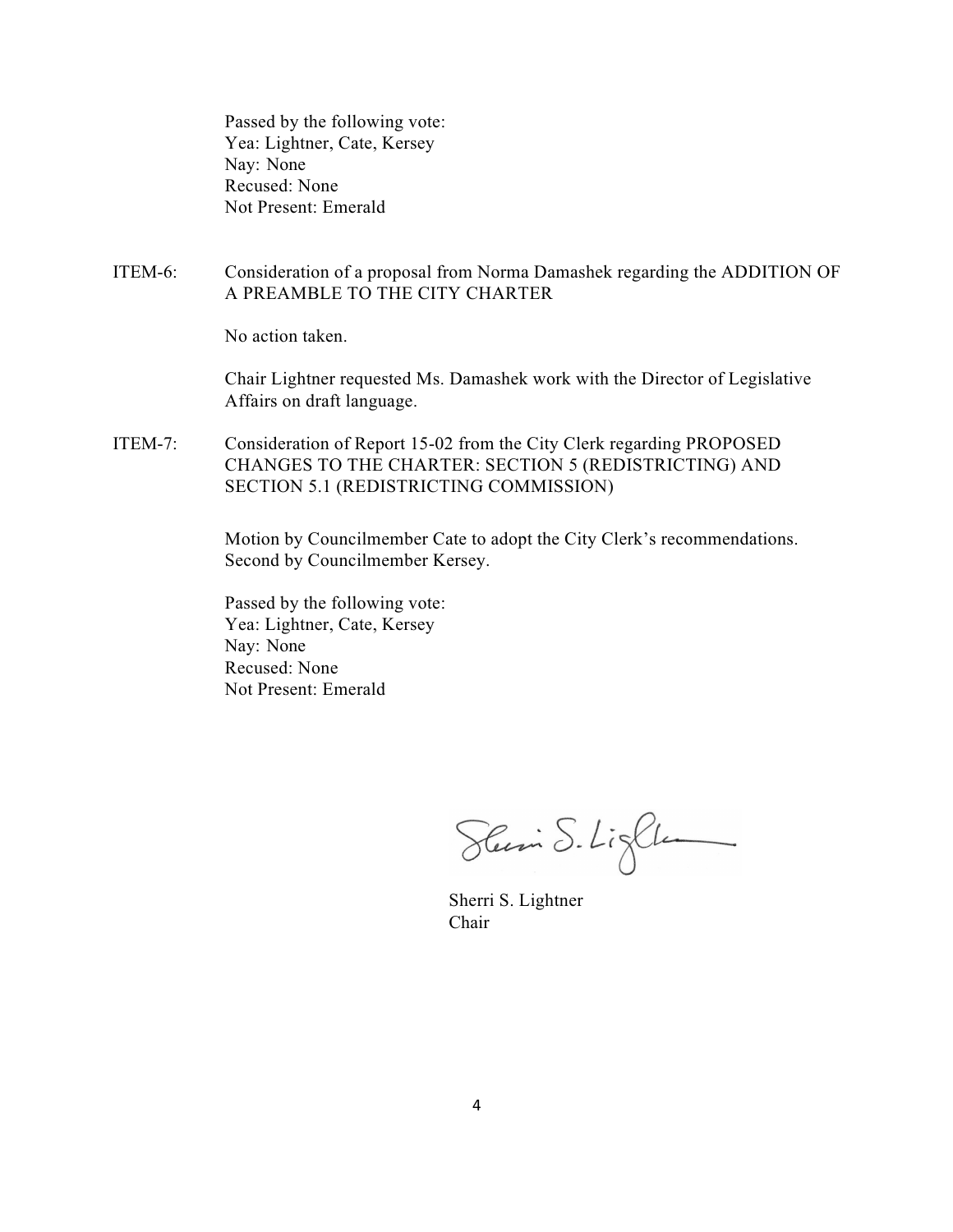Passed by the following vote:
Yea: Lightner, Cate, Kersey
Nay: None
Recused: None
Not Present: Emerald

ITEM-6: Consideration of a proposal from Norma Damashek regarding the ADDITION OF A PREAMBLE TO THE CITY CHARTER

No action taken.

Chair Lightner requested Ms. Damashek work with the Director of Legislative Affairs on draft language.

ITEM-7: Consideration of Report 15-02 from the City Clerk regarding PROPOSED CHANGES TO THE CHARTER: SECTION 5 (REDISTRICTING) AND SECTION 5.1 (REDISTRICTING COMMISSION)

Motion by Councilmember Cate to adopt the City Clerk's recommendations. Second by Councilmember Kersey.

Passed by the following vote:
Yea: Lightner, Cate, Kersey
Nay: None
Recused: None
Not Present: Emerald

Sherri S. Lightner
Chair